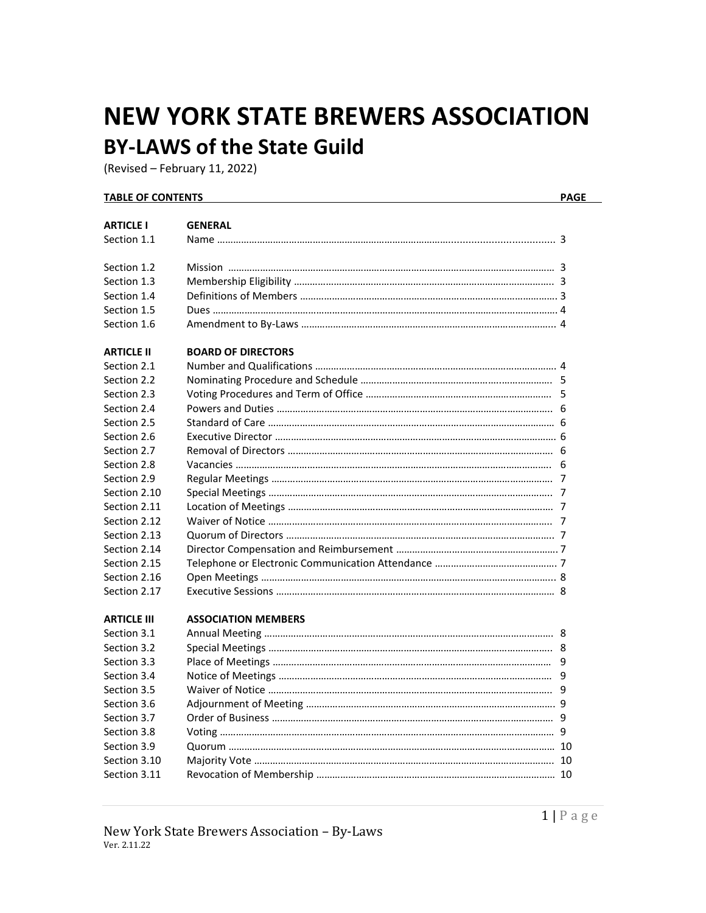# NEW YORK STATE BREWERS ASSOCIATION

## BY-LAWS of the State Guild

(Revised – February 11, 2022)

| TABLE OF CONTENTS | | PAGE |
|---|---|---|
| **ARTICLE I** | **GENERAL** | |
| Section 1.1 | Name | 3 |
| Section 1.2 | Mission | 3 |
| Section 1.3 | Membership Eligibility | 3 |
| Section 1.4 | Definitions of Members | 3 |
| Section 1.5 | Dues | 4 |
| Section 1.6 | Amendment to By-Laws | 4 |
| **ARTICLE II** | **BOARD OF DIRECTORS** | |
| Section 2.1 | Number and Qualifications | 4 |
| Section 2.2 | Nominating Procedure and Schedule | 5 |
| Section 2.3 | Voting Procedures and Term of Office | 5 |
| Section 2.4 | Powers and Duties | 6 |
| Section 2.5 | Standard of Care | 6 |
| Section 2.6 | Executive Director | 6 |
| Section 2.7 | Removal of Directors | 6 |
| Section 2.8 | Vacancies | 6 |
| Section 2.9 | Regular Meetings | 7 |
| Section 2.10 | Special Meetings | 7 |
| Section 2.11 | Location of Meetings | 7 |
| Section 2.12 | Waiver of Notice | 7 |
| Section 2.13 | Quorum of Directors | 7 |
| Section 2.14 | Director Compensation and Reimbursement | 7 |
| Section 2.15 | Telephone or Electronic Communication Attendance | 7 |
| Section 2.16 | Open Meetings | 8 |
| Section 2.17 | Executive Sessions | 8 |
| **ARTICLE III** | **ASSOCIATION MEMBERS** | |
| Section 3.1 | Annual Meeting | 8 |
| Section 3.2 | Special Meetings | 8 |
| Section 3.3 | Place of Meetings | 9 |
| Section 3.4 | Notice of Meetings | 9 |
| Section 3.5 | Waiver of Notice | 9 |
| Section 3.6 | Adjournment of Meeting | 9 |
| Section 3.7 | Order of Business | 9 |
| Section 3.8 | Voting | 9 |
| Section 3.9 | Quorum | 10 |
| Section 3.10 | Majority Vote | 10 |
| Section 3.11 | Revocation of Membership | 10 |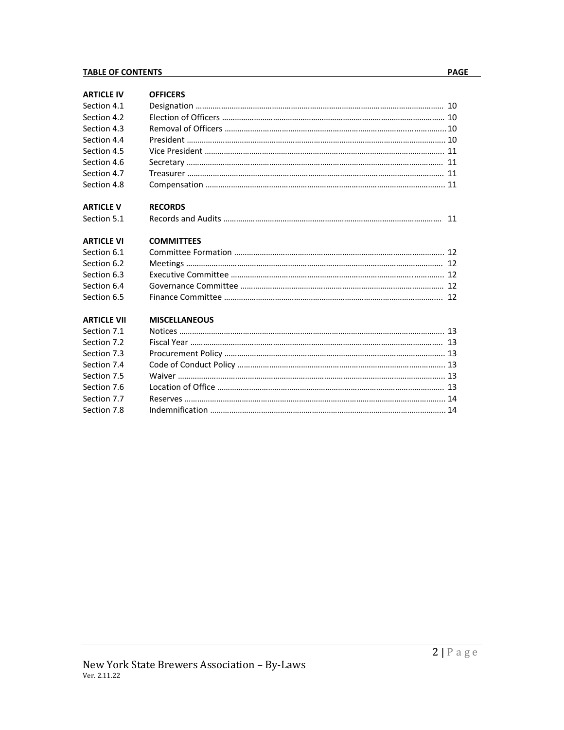| TABLE OF CONTENTS | | PAGE |
|---|---|---|
| **ARTICLE IV** | **OFFICERS** | |
| Section 4.1 | Designation | 10 |
| Section 4.2 | Election of Officers | 10 |
| Section 4.3 | Removal of Officers | 10 |
| Section 4.4 | President | 10 |
| Section 4.5 | Vice President | 11 |
| Section 4.6 | Secretary | 11 |
| Section 4.7 | Treasurer | 11 |
| Section 4.8 | Compensation | 11 |
| **ARTICLE V** | **RECORDS** | |
| Section 5.1 | Records and Audits | 11 |
| **ARTICLE VI** | **COMMITTEES** | |
| Section 6.1 | Committee Formation | 12 |
| Section 6.2 | Meetings | 12 |
| Section 6.3 | Executive Committee | 12 |
| Section 6.4 | Governance Committee | 12 |
| Section 6.5 | Finance Committee | 12 |
| **ARTICLE VII** | **MISCELLANEOUS** | |
| Section 7.1 | Notices | 13 |
| Section 7.2 | Fiscal Year | 13 |
| Section 7.3 | Procurement Policy | 13 |
| Section 7.4 | Code of Conduct Policy | 13 |
| Section 7.5 | Waiver | 13 |
| Section 7.6 | Location of Office | 13 |
| Section 7.7 | Reserves | 14 |
| Section 7.8 | Indemnification | 14 |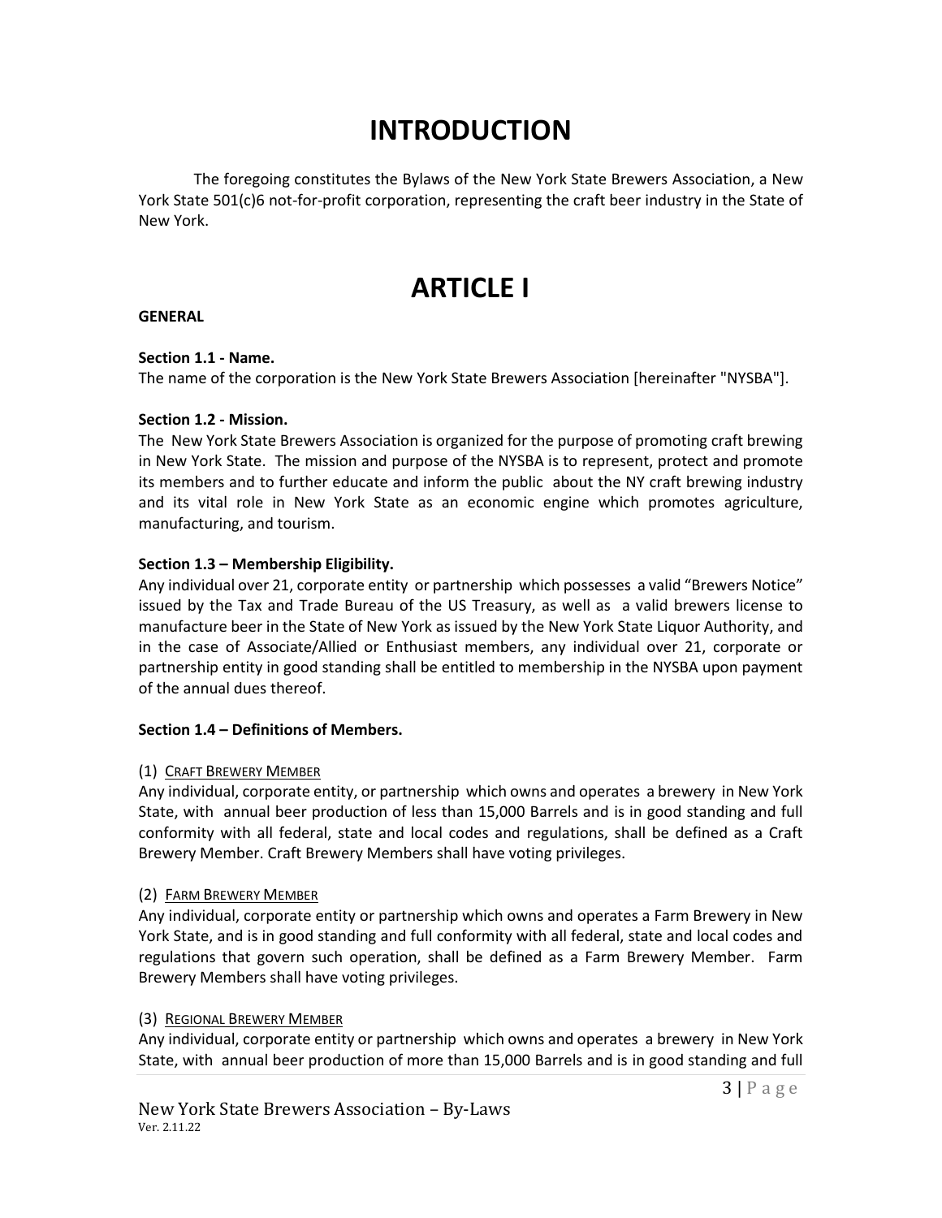# INTRODUCTION

The foregoing constitutes the Bylaws of the New York State Brewers Association, a New York State 501(c)6 not-for-profit corporation, representing the craft beer industry in the State of New York.

# ARTICLE I

**GENERAL**

**Section 1.1 - Name.**
The name of the corporation is the New York State Brewers Association [hereinafter "NYSBA"].

**Section 1.2 - Mission.**
The New York State Brewers Association is organized for the purpose of promoting craft brewing in New York State. The mission and purpose of the NYSBA is to represent, protect and promote its members and to further educate and inform the public about the NY craft brewing industry and its vital role in New York State as an economic engine which promotes agriculture, manufacturing, and tourism.

**Section 1.3 – Membership Eligibility.**
Any individual over 21, corporate entity or partnership which possesses a valid "Brewers Notice" issued by the Tax and Trade Bureau of the US Treasury, as well as a valid brewers license to manufacture beer in the State of New York as issued by the New York State Liquor Authority, and in the case of Associate/Allied or Enthusiast members, any individual over 21, corporate or partnership entity in good standing shall be entitled to membership in the NYSBA upon payment of the annual dues thereof.

**Section 1.4 – Definitions of Members.**

(1) CRAFT BREWERY MEMBER
Any individual, corporate entity, or partnership which owns and operates a brewery in New York State, with annual beer production of less than 15,000 Barrels and is in good standing and full conformity with all federal, state and local codes and regulations, shall be defined as a Craft Brewery Member. Craft Brewery Members shall have voting privileges.

(2) FARM BREWERY MEMBER
Any individual, corporate entity or partnership which owns and operates a Farm Brewery in New York State, and is in good standing and full conformity with all federal, state and local codes and regulations that govern such operation, shall be defined as a Farm Brewery Member. Farm Brewery Members shall have voting privileges.

(3) REGIONAL BREWERY MEMBER
Any individual, corporate entity or partnership which owns and operates a brewery in New York State, with annual beer production of more than 15,000 Barrels and is in good standing and full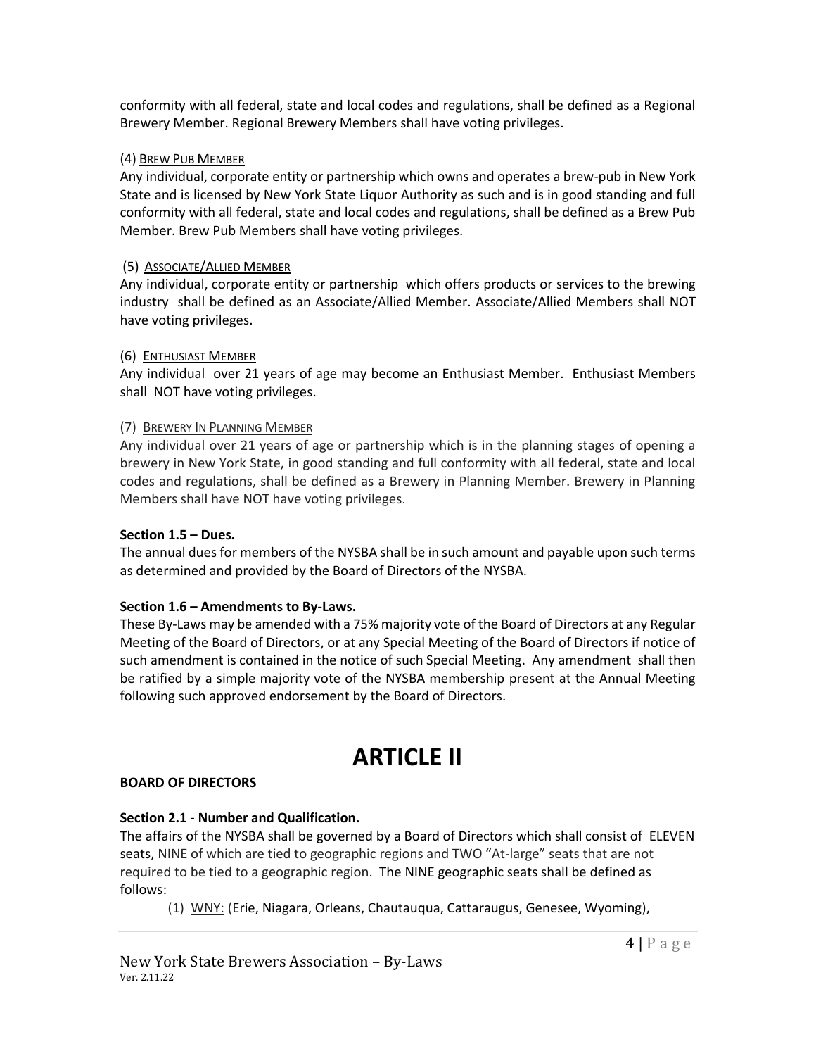conformity with all federal, state and local codes and regulations, shall be defined as a Regional Brewery Member. Regional Brewery Members shall have voting privileges.

(4) <u>BREW PUB MEMBER</u>

Any individual, corporate entity or partnership which owns and operates a brew-pub in New York State and is licensed by New York State Liquor Authority as such and is in good standing and full conformity with all federal, state and local codes and regulations, shall be defined as a Brew Pub Member. Brew Pub Members shall have voting privileges.

(5) <u>ASSOCIATE/ALLIED MEMBER</u>

Any individual, corporate entity or partnership which offers products or services to the brewing industry shall be defined as an Associate/Allied Member. Associate/Allied Members shall NOT have voting privileges.

(6) <u>ENTHUSIAST MEMBER</u>

Any individual over 21 years of age may become an Enthusiast Member. Enthusiast Members shall NOT have voting privileges.

(7) <u>BREWERY IN PLANNING MEMBER</u>

Any individual over 21 years of age or partnership which is in the planning stages of opening a brewery in New York State, in good standing and full conformity with all federal, state and local codes and regulations, shall be defined as a Brewery in Planning Member. Brewery in Planning Members shall have NOT have voting privileges.

**Section 1.5 – Dues.**

The annual dues for members of the NYSBA shall be in such amount and payable upon such terms as determined and provided by the Board of Directors of the NYSBA.

**Section 1.6 – Amendments to By-Laws.**

These By-Laws may be amended with a 75% majority vote of the Board of Directors at any Regular Meeting of the Board of Directors, or at any Special Meeting of the Board of Directors if notice of such amendment is contained in the notice of such Special Meeting. Any amendment shall then be ratified by a simple majority vote of the NYSBA membership present at the Annual Meeting following such approved endorsement by the Board of Directors.

# ARTICLE II

**BOARD OF DIRECTORS**

**Section 2.1 - Number and Qualification.**

The affairs of the NYSBA shall be governed by a Board of Directors which shall consist of ELEVEN seats, NINE of which are tied to geographic regions and TWO "At-large" seats that are not required to be tied to a geographic region. The NINE geographic seats shall be defined as follows:

(1) <u>WNY:</u> (Erie, Niagara, Orleans, Chautauqua, Cattaraugus, Genesee, Wyoming),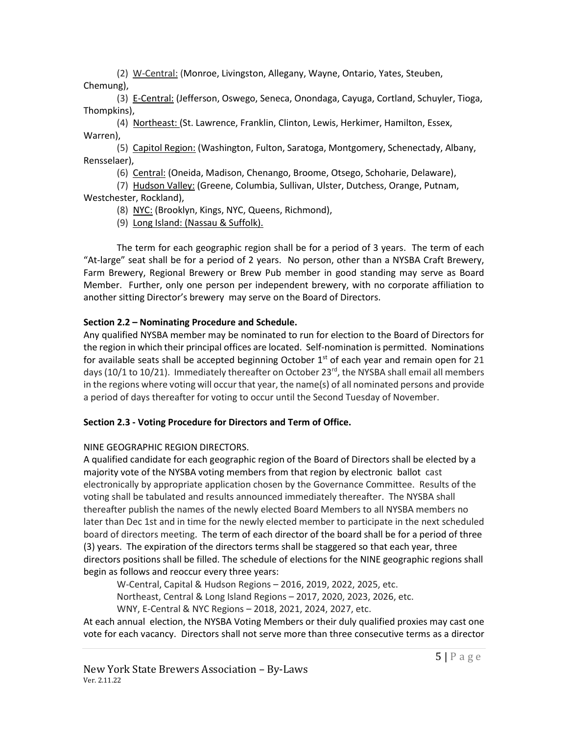(2) W-Central: (Monroe, Livingston, Allegany, Wayne, Ontario, Yates, Steuben, Chemung),

(3) E-Central: (Jefferson, Oswego, Seneca, Onondaga, Cayuga, Cortland, Schuyler, Tioga, Thompkins),

(4) Northeast: (St. Lawrence, Franklin, Clinton, Lewis, Herkimer, Hamilton, Essex, Warren),

(5) Capitol Region: (Washington, Fulton, Saratoga, Montgomery, Schenectady, Albany, Rensselaer),

(6) Central: (Oneida, Madison, Chenango, Broome, Otsego, Schoharie, Delaware),

(7) Hudson Valley: (Greene, Columbia, Sullivan, Ulster, Dutchess, Orange, Putnam, Westchester, Rockland),

(8) NYC: (Brooklyn, Kings, NYC, Queens, Richmond),

(9) Long Island: (Nassau & Suffolk).

The term for each geographic region shall be for a period of 3 years. The term of each "At-large" seat shall be for a period of 2 years. No person, other than a NYSBA Craft Brewery, Farm Brewery, Regional Brewery or Brew Pub member in good standing may serve as Board Member. Further, only one person per independent brewery, with no corporate affiliation to another sitting Director's brewery may serve on the Board of Directors.

**Section 2.2 – Nominating Procedure and Schedule.**

Any qualified NYSBA member may be nominated to run for election to the Board of Directors for the region in which their principal offices are located. Self-nomination is permitted. Nominations for available seats shall be accepted beginning October 1st of each year and remain open for 21 days (10/1 to 10/21). Immediately thereafter on October 23rd, the NYSBA shall email all members in the regions where voting will occur that year, the name(s) of all nominated persons and provide a period of days thereafter for voting to occur until the Second Tuesday of November.

**Section 2.3 - Voting Procedure for Directors and Term of Office.**

NINE GEOGRAPHIC REGION DIRECTORS.

A qualified candidate for each geographic region of the Board of Directors shall be elected by a majority vote of the NYSBA voting members from that region by electronic ballot cast electronically by appropriate application chosen by the Governance Committee. Results of the voting shall be tabulated and results announced immediately thereafter. The NYSBA shall thereafter publish the names of the newly elected Board Members to all NYSBA members no later than Dec 1st and in time for the newly elected member to participate in the next scheduled board of directors meeting. The term of each director of the board shall be for a period of three (3) years. The expiration of the directors terms shall be staggered so that each year, three directors positions shall be filled. The schedule of elections for the NINE geographic regions shall begin as follows and reoccur every three years:

W-Central, Capital & Hudson Regions – 2016, 2019, 2022, 2025, etc.

Northeast, Central & Long Island Regions – 2017, 2020, 2023, 2026, etc.

WNY, E-Central & NYC Regions – 2018, 2021, 2024, 2027, etc.

At each annual election, the NYSBA Voting Members or their duly qualified proxies may cast one vote for each vacancy. Directors shall not serve more than three consecutive terms as a director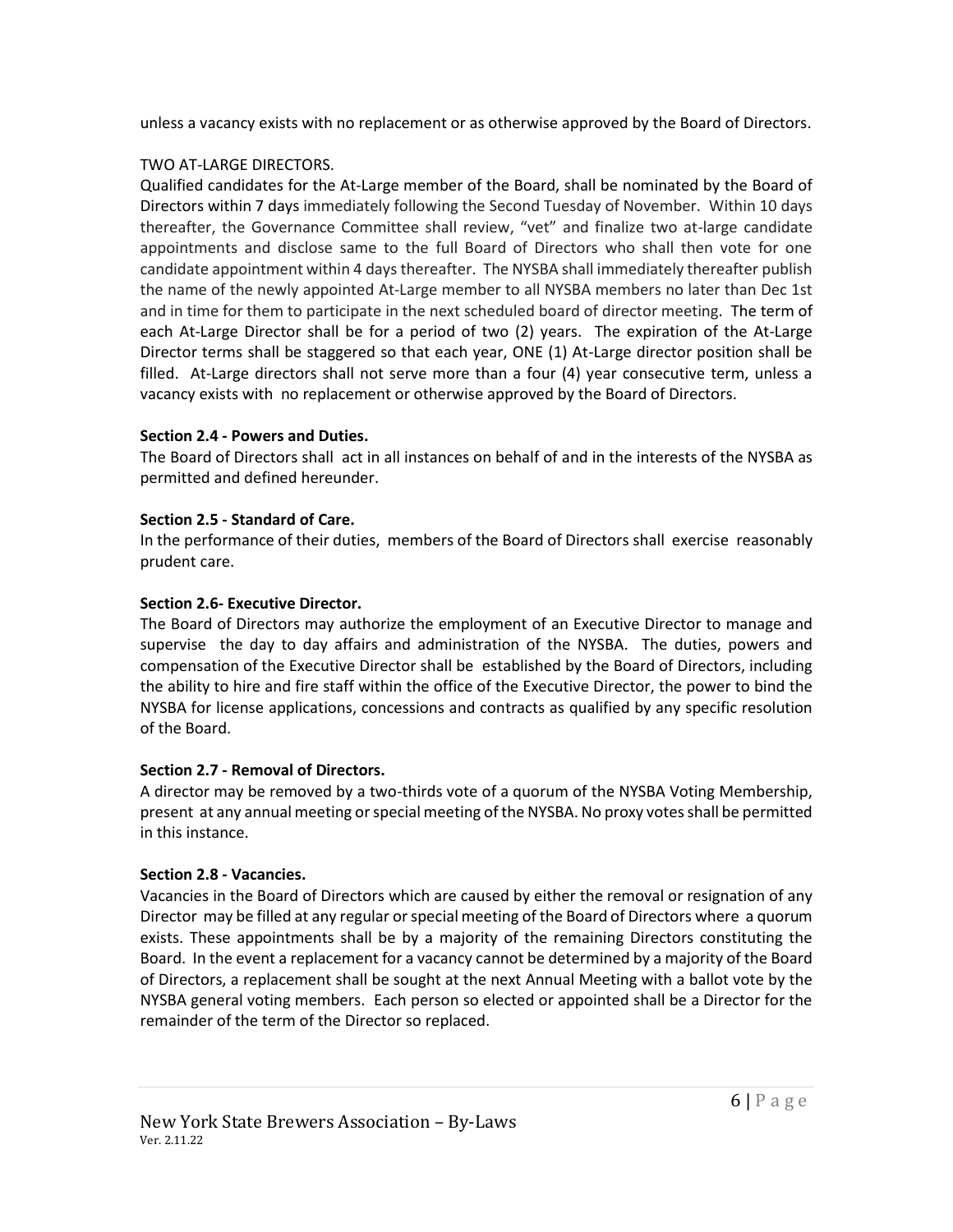unless a vacancy exists with no replacement or as otherwise approved by the Board of Directors.

TWO AT-LARGE DIRECTORS.

Qualified candidates for the At-Large member of the Board, shall be nominated by the Board of Directors within 7 days immediately following the Second Tuesday of November. Within 10 days thereafter, the Governance Committee shall review, "vet" and finalize two at-large candidate appointments and disclose same to the full Board of Directors who shall then vote for one candidate appointment within 4 days thereafter. The NYSBA shall immediately thereafter publish the name of the newly appointed At-Large member to all NYSBA members no later than Dec 1st and in time for them to participate in the next scheduled board of director meeting. The term of each At-Large Director shall be for a period of two (2) years. The expiration of the At-Large Director terms shall be staggered so that each year, ONE (1) At-Large director position shall be filled. At-Large directors shall not serve more than a four (4) year consecutive term, unless a vacancy exists with no replacement or otherwise approved by the Board of Directors.

**Section 2.4 - Powers and Duties.**

The Board of Directors shall act in all instances on behalf of and in the interests of the NYSBA as permitted and defined hereunder.

**Section 2.5 - Standard of Care.**

In the performance of their duties, members of the Board of Directors shall exercise reasonably prudent care.

**Section 2.6- Executive Director.**

The Board of Directors may authorize the employment of an Executive Director to manage and supervise the day to day affairs and administration of the NYSBA. The duties, powers and compensation of the Executive Director shall be established by the Board of Directors, including the ability to hire and fire staff within the office of the Executive Director, the power to bind the NYSBA for license applications, concessions and contracts as qualified by any specific resolution of the Board.

**Section 2.7 - Removal of Directors.**

A director may be removed by a two-thirds vote of a quorum of the NYSBA Voting Membership, present at any annual meeting or special meeting of the NYSBA. No proxy votes shall be permitted in this instance.

**Section 2.8 - Vacancies.**

Vacancies in the Board of Directors which are caused by either the removal or resignation of any Director may be filled at any regular or special meeting of the Board of Directors where a quorum exists. These appointments shall be by a majority of the remaining Directors constituting the Board. In the event a replacement for a vacancy cannot be determined by a majority of the Board of Directors, a replacement shall be sought at the next Annual Meeting with a ballot vote by the NYSBA general voting members. Each person so elected or appointed shall be a Director for the remainder of the term of the Director so replaced.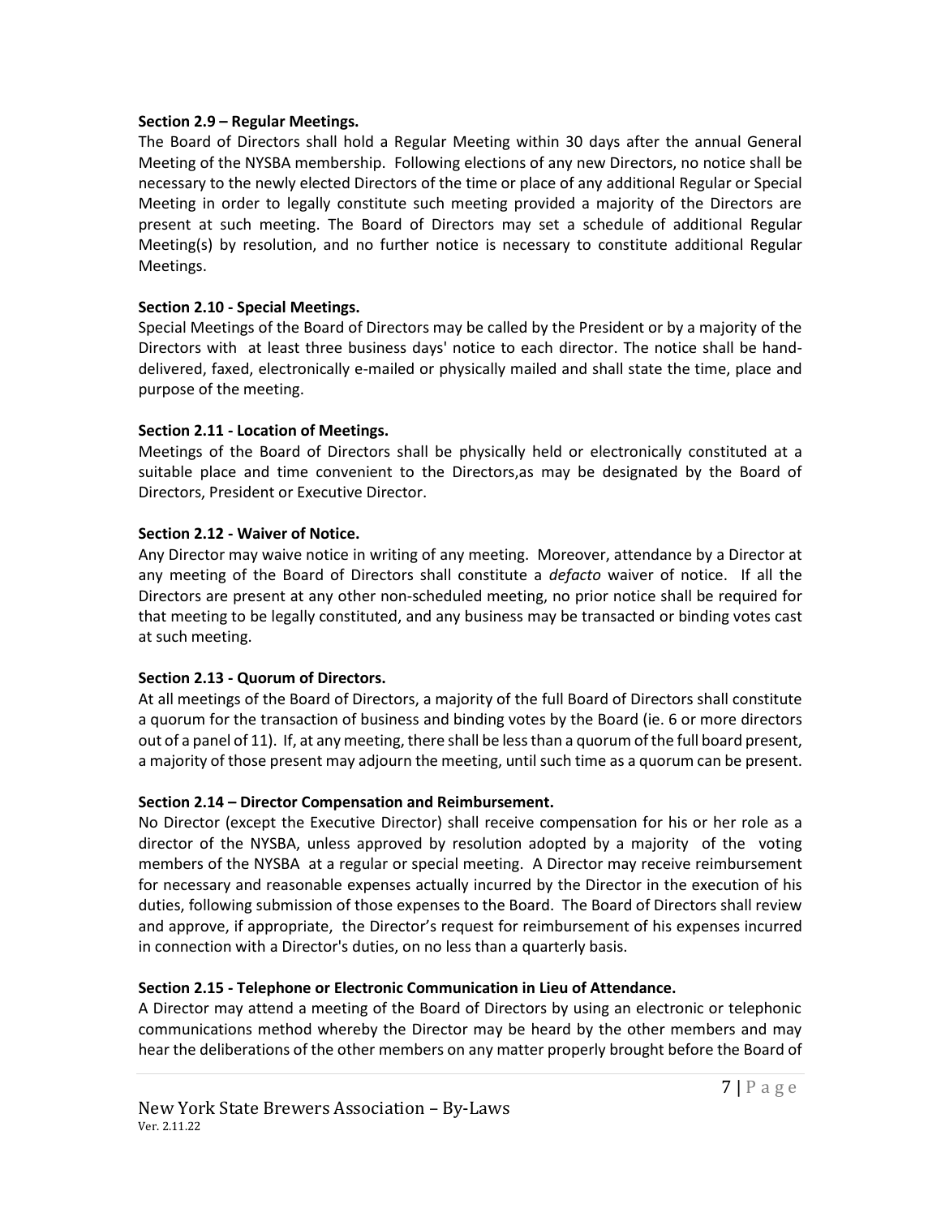**Section 2.9 – Regular Meetings.**

The Board of Directors shall hold a Regular Meeting within 30 days after the annual General Meeting of the NYSBA membership. Following elections of any new Directors, no notice shall be necessary to the newly elected Directors of the time or place of any additional Regular or Special Meeting in order to legally constitute such meeting provided a majority of the Directors are present at such meeting. The Board of Directors may set a schedule of additional Regular Meeting(s) by resolution, and no further notice is necessary to constitute additional Regular Meetings.

**Section 2.10 - Special Meetings.**

Special Meetings of the Board of Directors may be called by the President or by a majority of the Directors with at least three business days' notice to each director. The notice shall be hand-delivered, faxed, electronically e-mailed or physically mailed and shall state the time, place and purpose of the meeting.

**Section 2.11 - Location of Meetings.**

Meetings of the Board of Directors shall be physically held or electronically constituted at a suitable place and time convenient to the Directors,as may be designated by the Board of Directors, President or Executive Director.

**Section 2.12 - Waiver of Notice.**

Any Director may waive notice in writing of any meeting. Moreover, attendance by a Director at any meeting of the Board of Directors shall constitute a *defacto* waiver of notice. If all the Directors are present at any other non-scheduled meeting, no prior notice shall be required for that meeting to be legally constituted, and any business may be transacted or binding votes cast at such meeting.

**Section 2.13 - Quorum of Directors.**

At all meetings of the Board of Directors, a majority of the full Board of Directors shall constitute a quorum for the transaction of business and binding votes by the Board (ie. 6 or more directors out of a panel of 11). If, at any meeting, there shall be less than a quorum of the full board present, a majority of those present may adjourn the meeting, until such time as a quorum can be present.

**Section 2.14 – Director Compensation and Reimbursement.**

No Director (except the Executive Director) shall receive compensation for his or her role as a director of the NYSBA, unless approved by resolution adopted by a majority of the voting members of the NYSBA at a regular or special meeting. A Director may receive reimbursement for necessary and reasonable expenses actually incurred by the Director in the execution of his duties, following submission of those expenses to the Board. The Board of Directors shall review and approve, if appropriate, the Director's request for reimbursement of his expenses incurred in connection with a Director's duties, on no less than a quarterly basis.

**Section 2.15 - Telephone or Electronic Communication in Lieu of Attendance.**

A Director may attend a meeting of the Board of Directors by using an electronic or telephonic communications method whereby the Director may be heard by the other members and may hear the deliberations of the other members on any matter properly brought before the Board of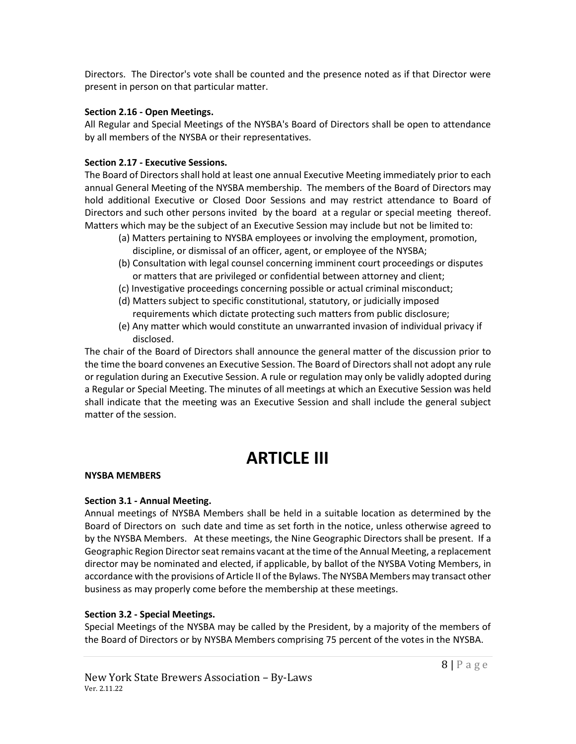Directors. The Director's vote shall be counted and the presence noted as if that Director were present in person on that particular matter.

**Section 2.16 - Open Meetings.**

All Regular and Special Meetings of the NYSBA's Board of Directors shall be open to attendance by all members of the NYSBA or their representatives.

**Section 2.17 - Executive Sessions.**

The Board of Directors shall hold at least one annual Executive Meeting immediately prior to each annual General Meeting of the NYSBA membership. The members of the Board of Directors may hold additional Executive or Closed Door Sessions and may restrict attendance to Board of Directors and such other persons invited by the board at a regular or special meeting thereof. Matters which may be the subject of an Executive Session may include but not be limited to:

(a) Matters pertaining to NYSBA employees or involving the employment, promotion, discipline, or dismissal of an officer, agent, or employee of the NYSBA;
(b) Consultation with legal counsel concerning imminent court proceedings or disputes or matters that are privileged or confidential between attorney and client;
(c) Investigative proceedings concerning possible or actual criminal misconduct;
(d) Matters subject to specific constitutional, statutory, or judicially imposed requirements which dictate protecting such matters from public disclosure;
(e) Any matter which would constitute an unwarranted invasion of individual privacy if disclosed.

The chair of the Board of Directors shall announce the general matter of the discussion prior to the time the board convenes an Executive Session. The Board of Directors shall not adopt any rule or regulation during an Executive Session. A rule or regulation may only be validly adopted during a Regular or Special Meeting. The minutes of all meetings at which an Executive Session was held shall indicate that the meeting was an Executive Session and shall include the general subject matter of the session.

# ARTICLE III

**NYSBA MEMBERS**

**Section 3.1 - Annual Meeting.**

Annual meetings of NYSBA Members shall be held in a suitable location as determined by the Board of Directors on such date and time as set forth in the notice, unless otherwise agreed to by the NYSBA Members. At these meetings, the Nine Geographic Directors shall be present. If a Geographic Region Director seat remains vacant at the time of the Annual Meeting, a replacement director may be nominated and elected, if applicable, by ballot of the NYSBA Voting Members, in accordance with the provisions of Article II of the Bylaws. The NYSBA Members may transact other business as may properly come before the membership at these meetings.

**Section 3.2 - Special Meetings.**

Special Meetings of the NYSBA may be called by the President, by a majority of the members of the Board of Directors or by NYSBA Members comprising 75 percent of the votes in the NYSBA.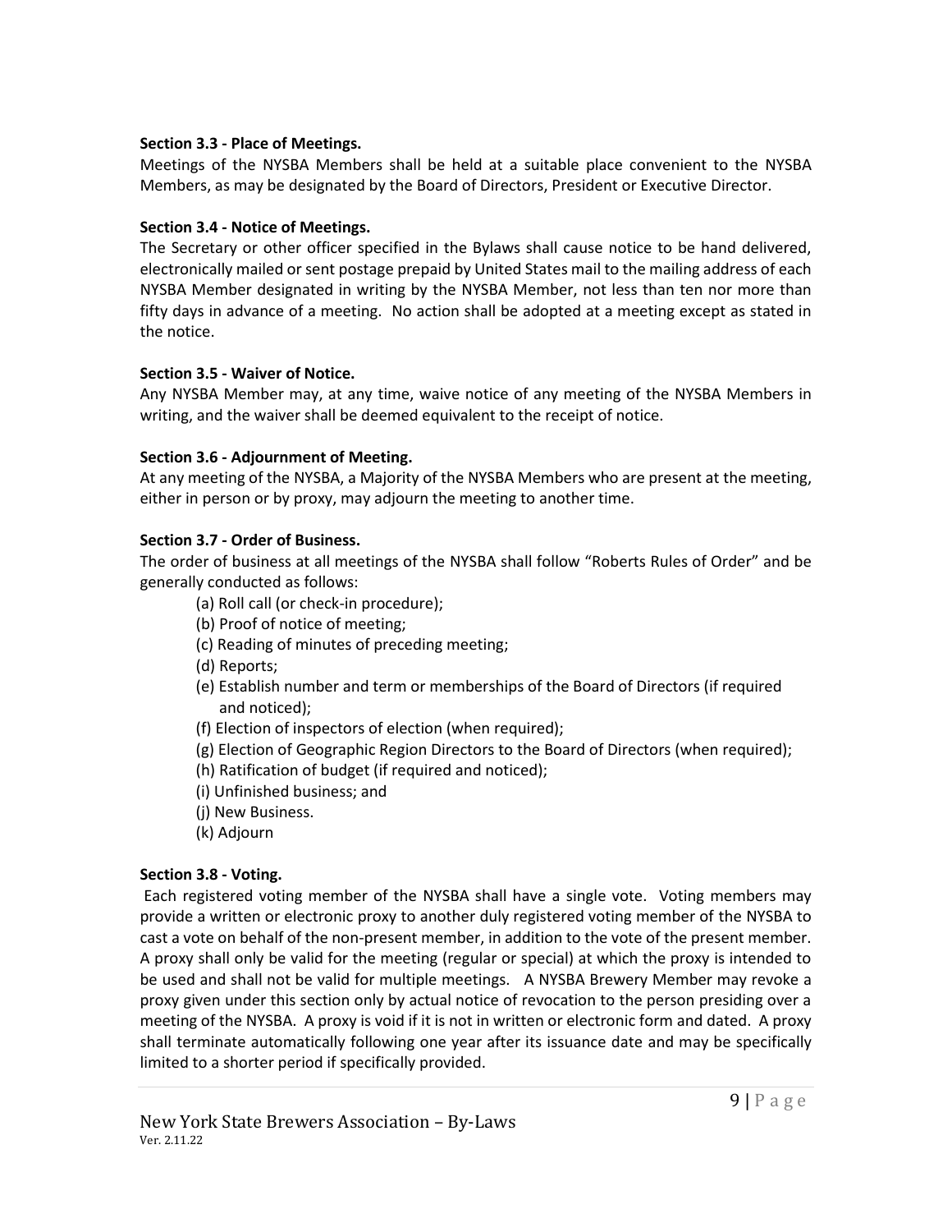**Section 3.3 - Place of Meetings.**

Meetings of the NYSBA Members shall be held at a suitable place convenient to the NYSBA Members, as may be designated by the Board of Directors, President or Executive Director.

**Section 3.4 - Notice of Meetings.**

The Secretary or other officer specified in the Bylaws shall cause notice to be hand delivered, electronically mailed or sent postage prepaid by United States mail to the mailing address of each NYSBA Member designated in writing by the NYSBA Member, not less than ten nor more than fifty days in advance of a meeting. No action shall be adopted at a meeting except as stated in the notice.

**Section 3.5 - Waiver of Notice.**

Any NYSBA Member may, at any time, waive notice of any meeting of the NYSBA Members in writing, and the waiver shall be deemed equivalent to the receipt of notice.

**Section 3.6 - Adjournment of Meeting.**

At any meeting of the NYSBA, a Majority of the NYSBA Members who are present at the meeting, either in person or by proxy, may adjourn the meeting to another time.

**Section 3.7 - Order of Business.**

The order of business at all meetings of the NYSBA shall follow "Roberts Rules of Order" and be generally conducted as follows:

- (a) Roll call (or check-in procedure);
- (b) Proof of notice of meeting;
- (c) Reading of minutes of preceding meeting;
- (d) Reports;
- (e) Establish number and term or memberships of the Board of Directors (if required and noticed);
- (f) Election of inspectors of election (when required);
- (g) Election of Geographic Region Directors to the Board of Directors (when required);
- (h) Ratification of budget (if required and noticed);
- (i) Unfinished business; and
- (j) New Business.
- (k) Adjourn

**Section 3.8 - Voting.**

Each registered voting member of the NYSBA shall have a single vote. Voting members may provide a written or electronic proxy to another duly registered voting member of the NYSBA to cast a vote on behalf of the non-present member, in addition to the vote of the present member. A proxy shall only be valid for the meeting (regular or special) at which the proxy is intended to be used and shall not be valid for multiple meetings. A NYSBA Brewery Member may revoke a proxy given under this section only by actual notice of revocation to the person presiding over a meeting of the NYSBA. A proxy is void if it is not in written or electronic form and dated. A proxy shall terminate automatically following one year after its issuance date and may be specifically limited to a shorter period if specifically provided.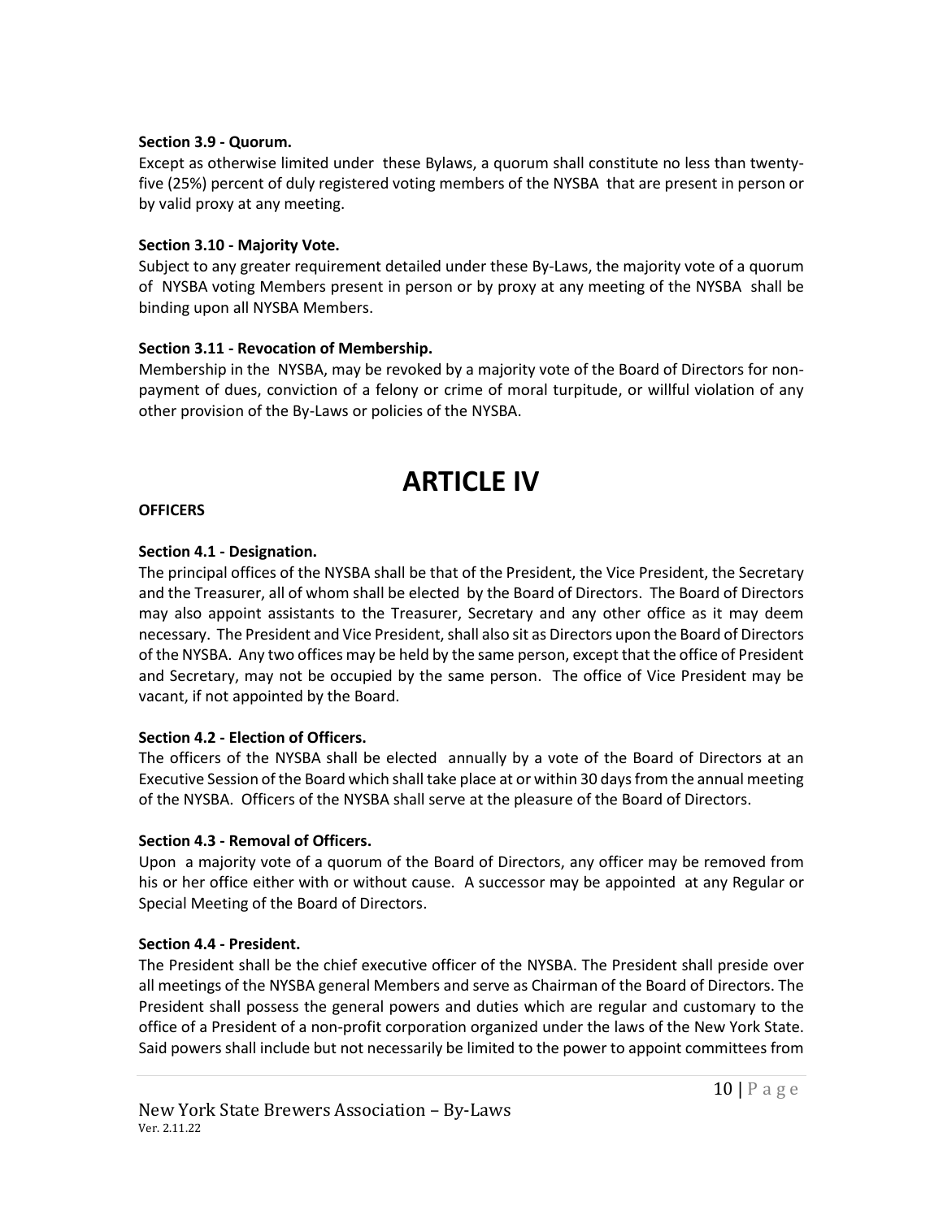**Section 3.9 - Quorum.**

Except as otherwise limited under these Bylaws, a quorum shall constitute no less than twenty-five (25%) percent of duly registered voting members of the NYSBA that are present in person or by valid proxy at any meeting.

**Section 3.10 - Majority Vote.**

Subject to any greater requirement detailed under these By-Laws, the majority vote of a quorum of NYSBA voting Members present in person or by proxy at any meeting of the NYSBA shall be binding upon all NYSBA Members.

**Section 3.11 - Revocation of Membership.**

Membership in the NYSBA, may be revoked by a majority vote of the Board of Directors for non-payment of dues, conviction of a felony or crime of moral turpitude, or willful violation of any other provision of the By-Laws or policies of the NYSBA.

# ARTICLE IV

**OFFICERS**

**Section 4.1 - Designation.**

The principal offices of the NYSBA shall be that of the President, the Vice President, the Secretary and the Treasurer, all of whom shall be elected by the Board of Directors. The Board of Directors may also appoint assistants to the Treasurer, Secretary and any other office as it may deem necessary. The President and Vice President, shall also sit as Directors upon the Board of Directors of the NYSBA. Any two offices may be held by the same person, except that the office of President and Secretary, may not be occupied by the same person. The office of Vice President may be vacant, if not appointed by the Board.

**Section 4.2 - Election of Officers.**

The officers of the NYSBA shall be elected annually by a vote of the Board of Directors at an Executive Session of the Board which shall take place at or within 30 days from the annual meeting of the NYSBA. Officers of the NYSBA shall serve at the pleasure of the Board of Directors.

**Section 4.3 - Removal of Officers.**

Upon a majority vote of a quorum of the Board of Directors, any officer may be removed from his or her office either with or without cause. A successor may be appointed at any Regular or Special Meeting of the Board of Directors.

**Section 4.4 - President.**

The President shall be the chief executive officer of the NYSBA. The President shall preside over all meetings of the NYSBA general Members and serve as Chairman of the Board of Directors. The President shall possess the general powers and duties which are regular and customary to the office of a President of a non-profit corporation organized under the laws of the New York State. Said powers shall include but not necessarily be limited to the power to appoint committees from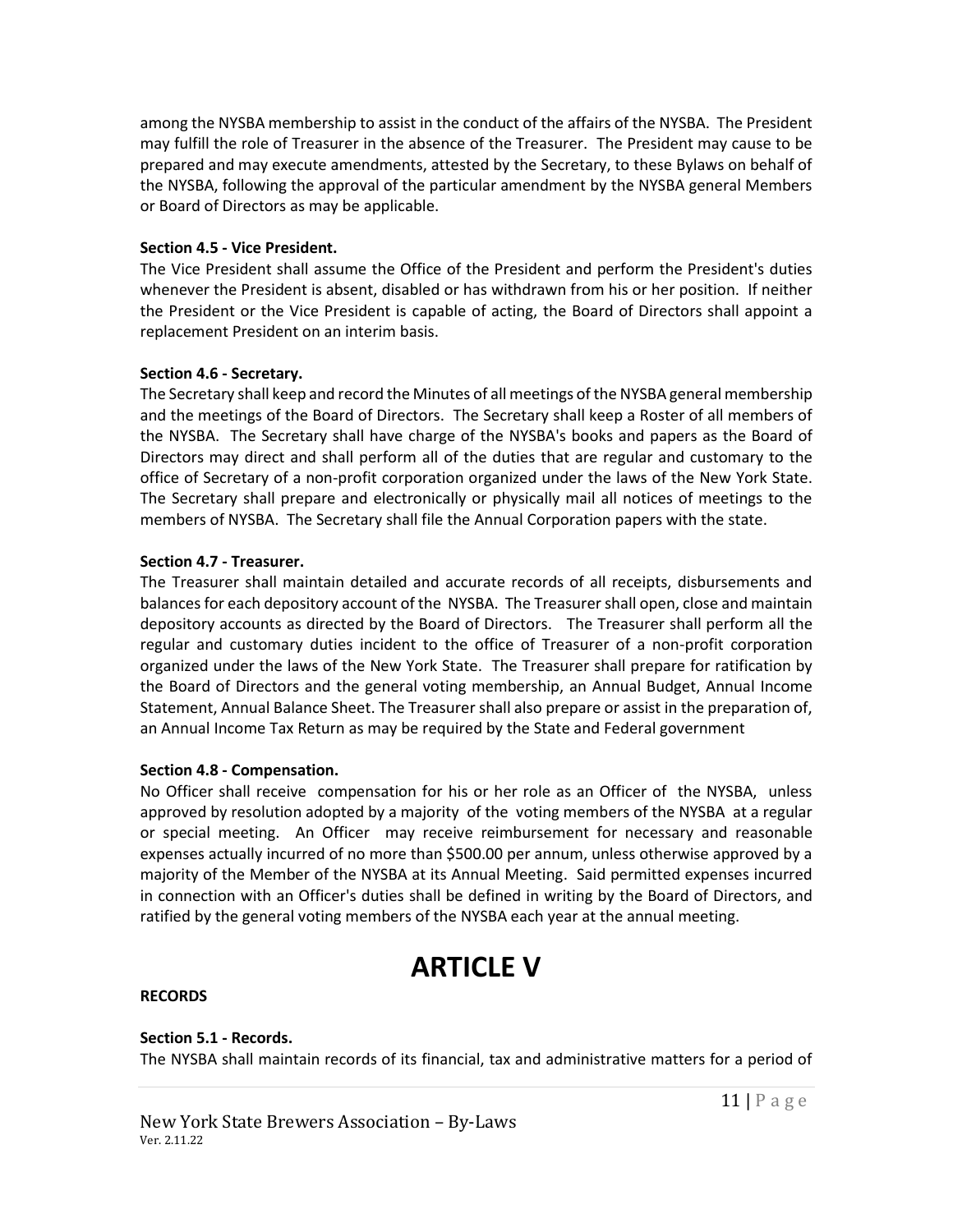among the NYSBA membership to assist in the conduct of the affairs of the NYSBA. The President may fulfill the role of Treasurer in the absence of the Treasurer. The President may cause to be prepared and may execute amendments, attested by the Secretary, to these Bylaws on behalf of the NYSBA, following the approval of the particular amendment by the NYSBA general Members or Board of Directors as may be applicable.

**Section 4.5 - Vice President.**

The Vice President shall assume the Office of the President and perform the President's duties whenever the President is absent, disabled or has withdrawn from his or her position. If neither the President or the Vice President is capable of acting, the Board of Directors shall appoint a replacement President on an interim basis.

**Section 4.6 - Secretary.**

The Secretary shall keep and record the Minutes of all meetings of the NYSBA general membership and the meetings of the Board of Directors. The Secretary shall keep a Roster of all members of the NYSBA. The Secretary shall have charge of the NYSBA's books and papers as the Board of Directors may direct and shall perform all of the duties that are regular and customary to the office of Secretary of a non-profit corporation organized under the laws of the New York State. The Secretary shall prepare and electronically or physically mail all notices of meetings to the members of NYSBA. The Secretary shall file the Annual Corporation papers with the state.

**Section 4.7 - Treasurer.**

The Treasurer shall maintain detailed and accurate records of all receipts, disbursements and balances for each depository account of the NYSBA. The Treasurer shall open, close and maintain depository accounts as directed by the Board of Directors. The Treasurer shall perform all the regular and customary duties incident to the office of Treasurer of a non-profit corporation organized under the laws of the New York State. The Treasurer shall prepare for ratification by the Board of Directors and the general voting membership, an Annual Budget, Annual Income Statement, Annual Balance Sheet. The Treasurer shall also prepare or assist in the preparation of, an Annual Income Tax Return as may be required by the State and Federal government

**Section 4.8 - Compensation.**

No Officer shall receive compensation for his or her role as an Officer of the NYSBA, unless approved by resolution adopted by a majority of the voting members of the NYSBA at a regular or special meeting. An Officer may receive reimbursement for necessary and reasonable expenses actually incurred of no more than $500.00 per annum, unless otherwise approved by a majority of the Member of the NYSBA at its Annual Meeting. Said permitted expenses incurred in connection with an Officer's duties shall be defined in writing by the Board of Directors, and ratified by the general voting members of the NYSBA each year at the annual meeting.

# ARTICLE V

**RECORDS**

**Section 5.1 - Records.**

The NYSBA shall maintain records of its financial, tax and administrative matters for a period of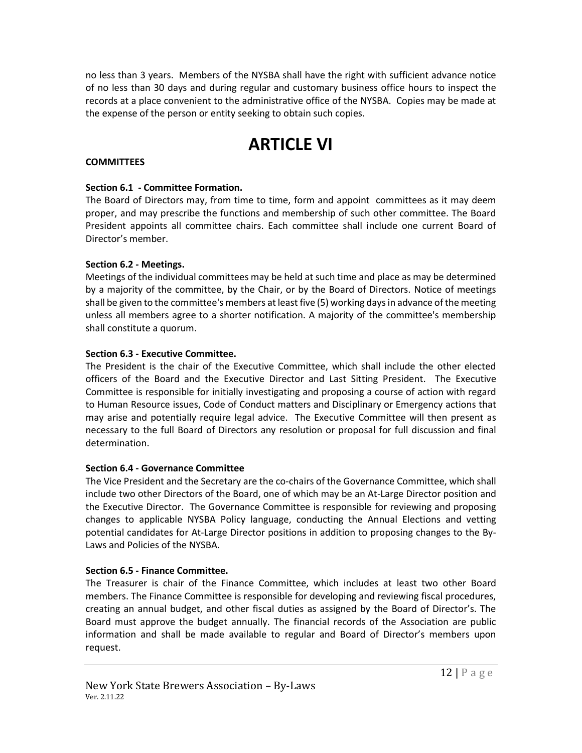no less than 3 years. Members of the NYSBA shall have the right with sufficient advance notice of no less than 30 days and during regular and customary business office hours to inspect the records at a place convenient to the administrative office of the NYSBA. Copies may be made at the expense of the person or entity seeking to obtain such copies.

# ARTICLE VI

**COMMITTEES**

**Section 6.1 - Committee Formation.**
The Board of Directors may, from time to time, form and appoint committees as it may deem proper, and may prescribe the functions and membership of such other committee. The Board President appoints all committee chairs. Each committee shall include one current Board of Director's member.

**Section 6.2 - Meetings.**
Meetings of the individual committees may be held at such time and place as may be determined by a majority of the committee, by the Chair, or by the Board of Directors. Notice of meetings shall be given to the committee's members at least five (5) working days in advance of the meeting unless all members agree to a shorter notification. A majority of the committee's membership shall constitute a quorum.

**Section 6.3 - Executive Committee.**
The President is the chair of the Executive Committee, which shall include the other elected officers of the Board and the Executive Director and Last Sitting President. The Executive Committee is responsible for initially investigating and proposing a course of action with regard to Human Resource issues, Code of Conduct matters and Disciplinary or Emergency actions that may arise and potentially require legal advice. The Executive Committee will then present as necessary to the full Board of Directors any resolution or proposal for full discussion and final determination.

**Section 6.4 - Governance Committee**
The Vice President and the Secretary are the co-chairs of the Governance Committee, which shall include two other Directors of the Board, one of which may be an At-Large Director position and the Executive Director. The Governance Committee is responsible for reviewing and proposing changes to applicable NYSBA Policy language, conducting the Annual Elections and vetting potential candidates for At-Large Director positions in addition to proposing changes to the By-Laws and Policies of the NYSBA.

**Section 6.5 - Finance Committee.**
The Treasurer is chair of the Finance Committee, which includes at least two other Board members. The Finance Committee is responsible for developing and reviewing fiscal procedures, creating an annual budget, and other fiscal duties as assigned by the Board of Director's. The Board must approve the budget annually. The financial records of the Association are public information and shall be made available to regular and Board of Director's members upon request.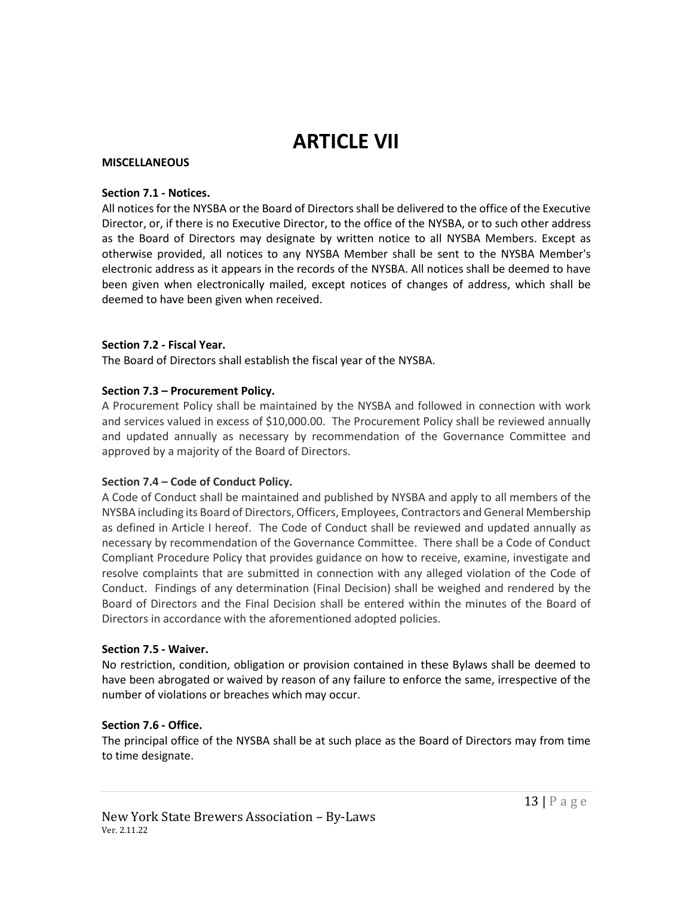# ARTICLE VII

**MISCELLANEOUS**

**Section 7.1 - Notices.**
All notices for the NYSBA or the Board of Directors shall be delivered to the office of the Executive Director, or, if there is no Executive Director, to the office of the NYSBA, or to such other address as the Board of Directors may designate by written notice to all NYSBA Members. Except as otherwise provided, all notices to any NYSBA Member shall be sent to the NYSBA Member's electronic address as it appears in the records of the NYSBA. All notices shall be deemed to have been given when electronically mailed, except notices of changes of address, which shall be deemed to have been given when received.

**Section 7.2 - Fiscal Year.**
The Board of Directors shall establish the fiscal year of the NYSBA.

**Section 7.3 – Procurement Policy.**
A Procurement Policy shall be maintained by the NYSBA and followed in connection with work and services valued in excess of $10,000.00. The Procurement Policy shall be reviewed annually and updated annually as necessary by recommendation of the Governance Committee and approved by a majority of the Board of Directors.

**Section 7.4 – Code of Conduct Policy.**
A Code of Conduct shall be maintained and published by NYSBA and apply to all members of the NYSBA including its Board of Directors, Officers, Employees, Contractors and General Membership as defined in Article I hereof. The Code of Conduct shall be reviewed and updated annually as necessary by recommendation of the Governance Committee. There shall be a Code of Conduct Compliant Procedure Policy that provides guidance on how to receive, examine, investigate and resolve complaints that are submitted in connection with any alleged violation of the Code of Conduct. Findings of any determination (Final Decision) shall be weighed and rendered by the Board of Directors and the Final Decision shall be entered within the minutes of the Board of Directors in accordance with the aforementioned adopted policies.

**Section 7.5 - Waiver.**
No restriction, condition, obligation or provision contained in these Bylaws shall be deemed to have been abrogated or waived by reason of any failure to enforce the same, irrespective of the number of violations or breaches which may occur.

**Section 7.6 - Office.**
The principal office of the NYSBA shall be at such place as the Board of Directors may from time to time designate.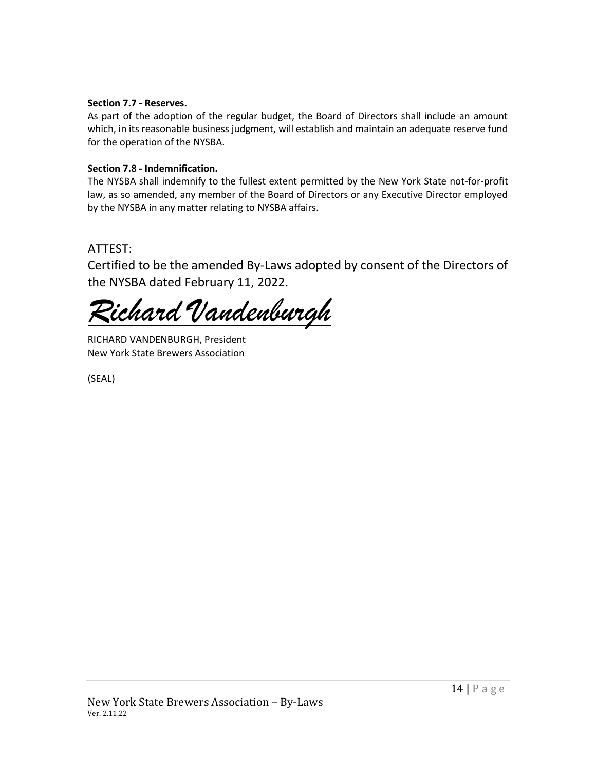**Section 7.7 - Reserves.**
As part of the adoption of the regular budget, the Board of Directors shall include an amount which, in its reasonable business judgment, will establish and maintain an adequate reserve fund for the operation of the NYSBA.

**Section 7.8 - Indemnification.**
The NYSBA shall indemnify to the fullest extent permitted by the New York State not-for-profit law, as so amended, any member of the Board of Directors or any Executive Director employed by the NYSBA in any matter relating to NYSBA affairs.

ATTEST:

Certified to be the amended By-Laws adopted by consent of the Directors of the NYSBA dated February 11, 2022.

*Richard Vandenburgh*

RICHARD VANDENBURGH, President
New York State Brewers Association

(SEAL)